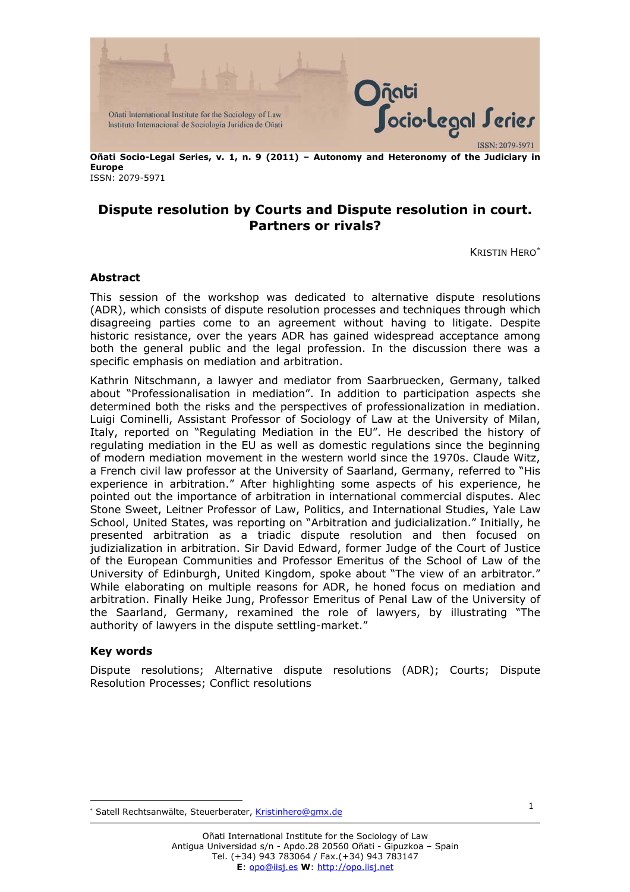**Oñati Socio-Legal Series, v. 1, n. 9 (2011) – Autonomy and Heteronomy of the Judiciary in Europe**
ISSN: 2079-5971

# Dispute resolution by Courts and Dispute resolution in court. Partners or rivals?

KRISTIN HERO[*]

## Abstract

This session of the workshop was dedicated to alternative dispute resolutions (ADR), which consists of dispute resolution processes and techniques through which disagreeing parties come to an agreement without having to litigate. Despite historic resistance, over the years ADR has gained widespread acceptance among both the general public and the legal profession. In the discussion there was a specific emphasis on mediation and arbitration.

Kathrin Nitschmann, a lawyer and mediator from Saarbruecken, Germany, talked about "Professionalisation in mediation". In addition to participation aspects she determined both the risks and the perspectives of professionalization in mediation. Luigi Cominelli, Assistant Professor of Sociology of Law at the University of Milan, Italy, reported on "Regulating Mediation in the EU". He described the history of regulating mediation in the EU as well as domestic regulations since the beginning of modern mediation movement in the western world since the 1970s. Claude Witz, a French civil law professor at the University of Saarland, Germany, referred to "His experience in arbitration." After highlighting some aspects of his experience, he pointed out the importance of arbitration in international commercial disputes. Alec Stone Sweet, Leitner Professor of Law, Politics, and International Studies, Yale Law School, United States, was reporting on "Arbitration and judicialization." Initially, he presented arbitration as a triadic dispute resolution and then focused on judizialization in arbitration. Sir David Edward, former Judge of the Court of Justice of the European Communities and Professor Emeritus of the School of Law of the University of Edinburgh, United Kingdom, spoke about "The view of an arbitrator." While elaborating on multiple reasons for ADR, he honed focus on mediation and arbitration. Finally Heike Jung, Professor Emeritus of Penal Law of the University of the Saarland, Germany, rexamined the role of lawyers, by illustrating "The authority of lawyers in the dispute settling-market."

## Key words

Dispute resolutions; Alternative dispute resolutions (ADR); Courts; Dispute Resolution Processes; Conflict resolutions

[*] Satell Rechtsanwälte, Steuerberater, Kristinhero@gmx.de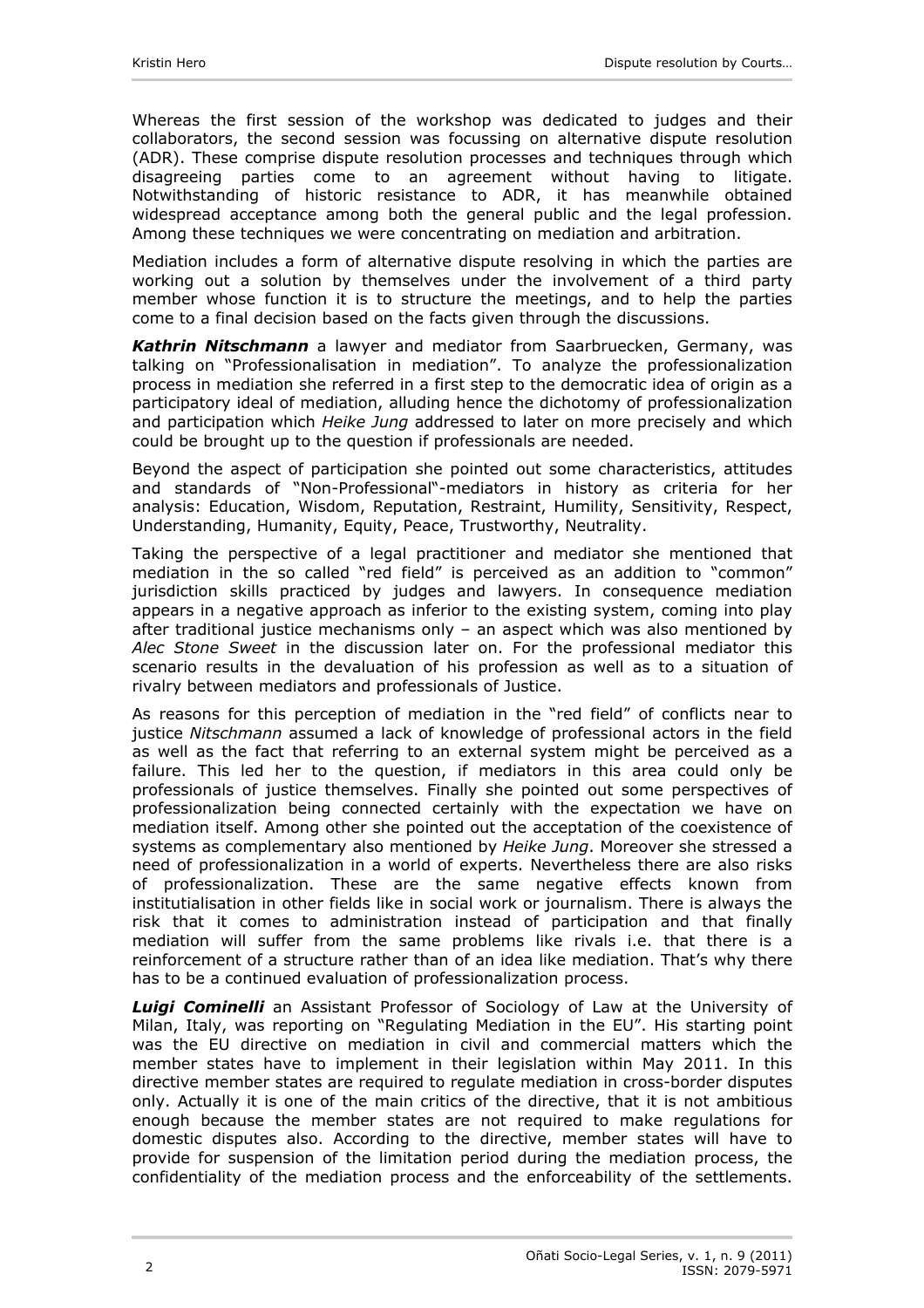Whereas the first session of the workshop was dedicated to judges and their collaborators, the second session was focussing on alternative dispute resolution (ADR). These comprise dispute resolution processes and techniques through which disagreeing parties come to an agreement without having to litigate. Notwithstanding of historic resistance to ADR, it has meanwhile obtained widespread acceptance among both the general public and the legal profession. Among these techniques we were concentrating on mediation and arbitration.

Mediation includes a form of alternative dispute resolving in which the parties are working out a solution by themselves under the involvement of a third party member whose function it is to structure the meetings, and to help the parties come to a final decision based on the facts given through the discussions.

***Kathrin Nitschmann*** a lawyer and mediator from Saarbruecken, Germany, was talking on "Professionalisation in mediation". To analyze the professionalization process in mediation she referred in a first step to the democratic idea of origin as a participatory ideal of mediation, alluding hence the dichotomy of professionalization and participation which *Heike Jung* addressed to later on more precisely and which could be brought up to the question if professionals are needed.

Beyond the aspect of participation she pointed out some characteristics, attitudes and standards of "Non-Professional"-mediators in history as criteria for her analysis: Education, Wisdom, Reputation, Restraint, Humility, Sensitivity, Respect, Understanding, Humanity, Equity, Peace, Trustworthy, Neutrality.

Taking the perspective of a legal practitioner and mediator she mentioned that mediation in the so called "red field" is perceived as an addition to "common" jurisdiction skills practiced by judges and lawyers. In consequence mediation appears in a negative approach as inferior to the existing system, coming into play after traditional justice mechanisms only – an aspect which was also mentioned by *Alec Stone Sweet* in the discussion later on. For the professional mediator this scenario results in the devaluation of his profession as well as to a situation of rivalry between mediators and professionals of Justice.

As reasons for this perception of mediation in the "red field" of conflicts near to justice *Nitschmann* assumed a lack of knowledge of professional actors in the field as well as the fact that referring to an external system might be perceived as a failure. This led her to the question, if mediators in this area could only be professionals of justice themselves. Finally she pointed out some perspectives of professionalization being connected certainly with the expectation we have on mediation itself. Among other she pointed out the acceptation of the coexistence of systems as complementary also mentioned by *Heike Jung*. Moreover she stressed a need of professionalization in a world of experts. Nevertheless there are also risks of professionalization. These are the same negative effects known from institutialisation in other fields like in social work or journalism. There is always the risk that it comes to administration instead of participation and that finally mediation will suffer from the same problems like rivals i.e. that there is a reinforcement of a structure rather than of an idea like mediation. That's why there has to be a continued evaluation of professionalization process.

***Luigi Cominelli*** an Assistant Professor of Sociology of Law at the University of Milan, Italy, was reporting on "Regulating Mediation in the EU". His starting point was the EU directive on mediation in civil and commercial matters which the member states have to implement in their legislation within May 2011. In this directive member states are required to regulate mediation in cross-border disputes only. Actually it is one of the main critics of the directive, that it is not ambitious enough because the member states are not required to make regulations for domestic disputes also. According to the directive, member states will have to provide for suspension of the limitation period during the mediation process, the confidentiality of the mediation process and the enforceability of the settlements.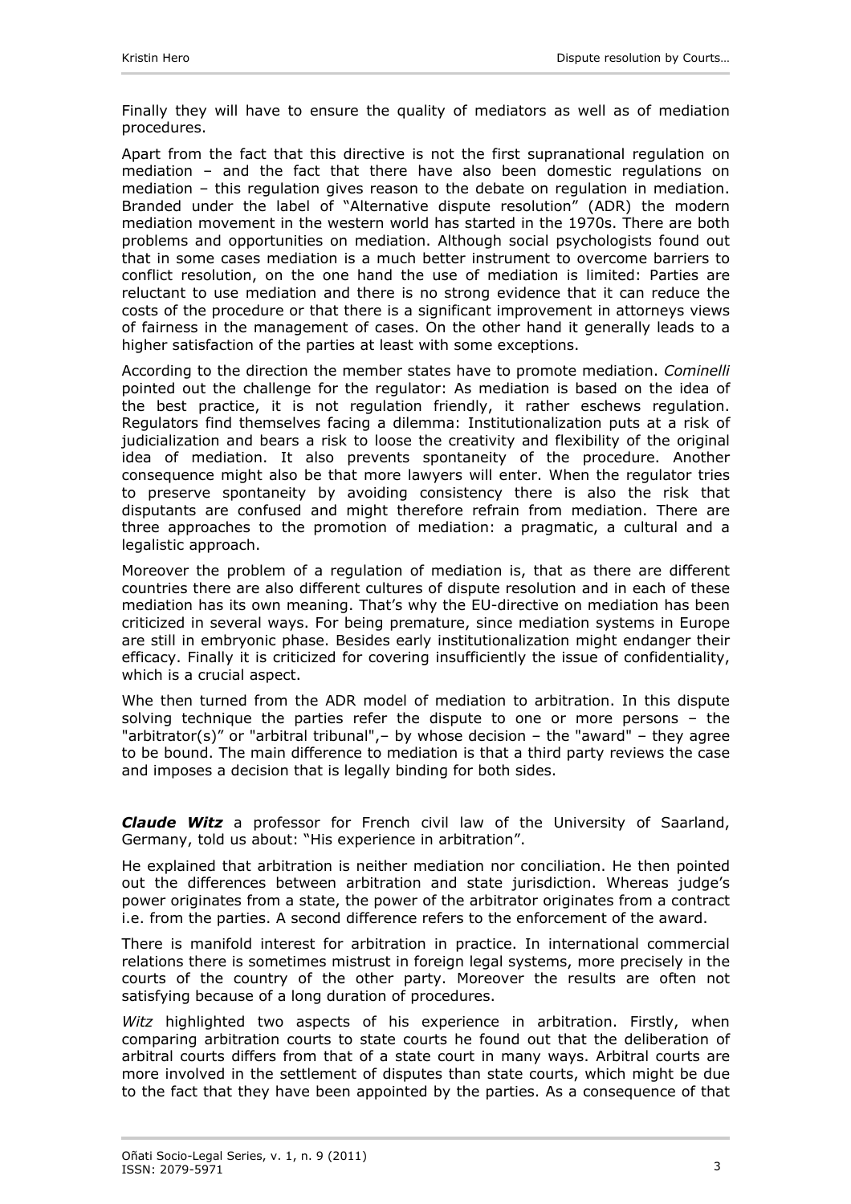Finally they will have to ensure the quality of mediators as well as of mediation procedures.

Apart from the fact that this directive is not the first supranational regulation on mediation – and the fact that there have also been domestic regulations on mediation – this regulation gives reason to the debate on regulation in mediation. Branded under the label of "Alternative dispute resolution" (ADR) the modern mediation movement in the western world has started in the 1970s. There are both problems and opportunities on mediation. Although social psychologists found out that in some cases mediation is a much better instrument to overcome barriers to conflict resolution, on the one hand the use of mediation is limited: Parties are reluctant to use mediation and there is no strong evidence that it can reduce the costs of the procedure or that there is a significant improvement in attorneys views of fairness in the management of cases. On the other hand it generally leads to a higher satisfaction of the parties at least with some exceptions.

According to the direction the member states have to promote mediation. *Cominelli* pointed out the challenge for the regulator: As mediation is based on the idea of the best practice, it is not regulation friendly, it rather eschews regulation. Regulators find themselves facing a dilemma: Institutionalization puts at a risk of judicialization and bears a risk to loose the creativity and flexibility of the original idea of mediation. It also prevents spontaneity of the procedure. Another consequence might also be that more lawyers will enter. When the regulator tries to preserve spontaneity by avoiding consistency there is also the risk that disputants are confused and might therefore refrain from mediation. There are three approaches to the promotion of mediation: a pragmatic, a cultural and a legalistic approach.

Moreover the problem of a regulation of mediation is, that as there are different countries there are also different cultures of dispute resolution and in each of these mediation has its own meaning. That's why the EU-directive on mediation has been criticized in several ways. For being premature, since mediation systems in Europe are still in embryonic phase. Besides early institutionalization might endanger their efficacy. Finally it is criticized for covering insufficiently the issue of confidentiality, which is a crucial aspect.

Whe then turned from the ADR model of mediation to arbitration. In this dispute solving technique the parties refer the dispute to one or more persons – the "arbitrator(s)" or "arbitral tribunal",– by whose decision – the "award" – they agree to be bound. The main difference to mediation is that a third party reviews the case and imposes a decision that is legally binding for both sides.

***Claude Witz*** a professor for French civil law of the University of Saarland, Germany, told us about: "His experience in arbitration".

He explained that arbitration is neither mediation nor conciliation. He then pointed out the differences between arbitration and state jurisdiction. Whereas judge's power originates from a state, the power of the arbitrator originates from a contract i.e. from the parties. A second difference refers to the enforcement of the award.

There is manifold interest for arbitration in practice. In international commercial relations there is sometimes mistrust in foreign legal systems, more precisely in the courts of the country of the other party. Moreover the results are often not satisfying because of a long duration of procedures.

*Witz* highlighted two aspects of his experience in arbitration. Firstly, when comparing arbitration courts to state courts he found out that the deliberation of arbitral courts differs from that of a state court in many ways. Arbitral courts are more involved in the settlement of disputes than state courts, which might be due to the fact that they have been appointed by the parties. As a consequence of that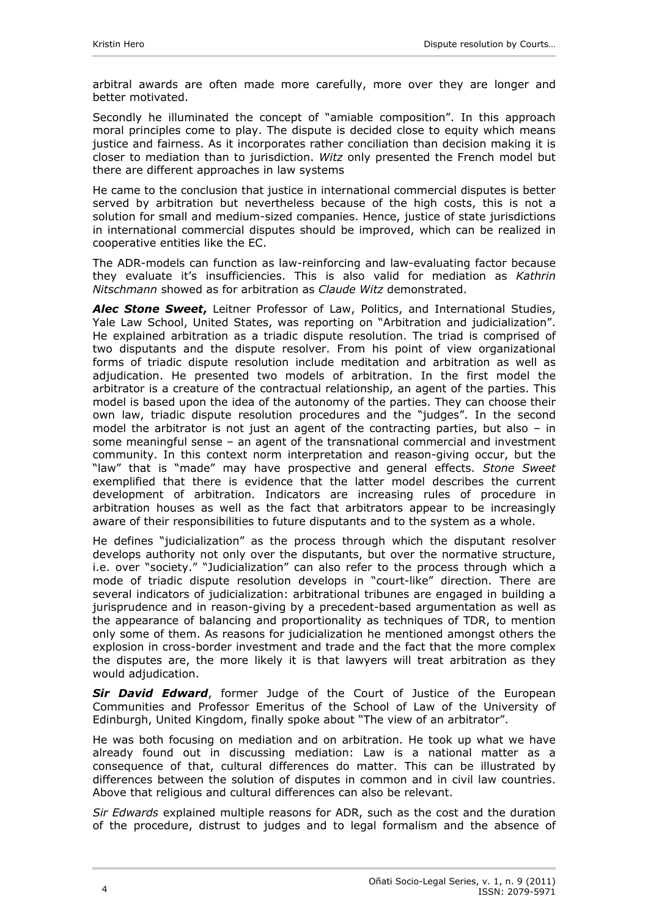arbitral awards are often made more carefully, more over they are longer and better motivated.

Secondly he illuminated the concept of "amiable composition". In this approach moral principles come to play. The dispute is decided close to equity which means justice and fairness. As it incorporates rather conciliation than decision making it is closer to mediation than to jurisdiction. *Witz* only presented the French model but there are different approaches in law systems

He came to the conclusion that justice in international commercial disputes is better served by arbitration but nevertheless because of the high costs, this is not a solution for small and medium-sized companies. Hence, justice of state jurisdictions in international commercial disputes should be improved, which can be realized in cooperative entities like the EC.

The ADR-models can function as law-reinforcing and law-evaluating factor because they evaluate it's insufficiencies. This is also valid for mediation as *Kathrin Nitschmann* showed as for arbitration as *Claude Witz* demonstrated.

***Alec Stone Sweet***, Leitner Professor of Law, Politics, and International Studies, Yale Law School, United States, was reporting on "Arbitration and judicialization". He explained arbitration as a triadic dispute resolution. The triad is comprised of two disputants and the dispute resolver. From his point of view organizational forms of triadic dispute resolution include meditation and arbitration as well as adjudication. He presented two models of arbitration. In the first model the arbitrator is a creature of the contractual relationship, an agent of the parties. This model is based upon the idea of the autonomy of the parties. They can choose their own law, triadic dispute resolution procedures and the "judges". In the second model the arbitrator is not just an agent of the contracting parties, but also – in some meaningful sense – an agent of the transnational commercial and investment community. In this context norm interpretation and reason-giving occur, but the "law" that is "made" may have prospective and general effects. *Stone Sweet* exemplified that there is evidence that the latter model describes the current development of arbitration. Indicators are increasing rules of procedure in arbitration houses as well as the fact that arbitrators appear to be increasingly aware of their responsibilities to future disputants and to the system as a whole.

He defines "judicialization" as the process through which the disputant resolver develops authority not only over the disputants, but over the normative structure, i.e. over "society." "Judicialization" can also refer to the process through which a mode of triadic dispute resolution develops in "court-like" direction. There are several indicators of judicialization: arbitrational tribunes are engaged in building a jurisprudence and in reason-giving by a precedent-based argumentation as well as the appearance of balancing and proportionality as techniques of TDR, to mention only some of them. As reasons for judicialization he mentioned amongst others the explosion in cross-border investment and trade and the fact that the more complex the disputes are, the more likely it is that lawyers will treat arbitration as they would adjudication.

***Sir David Edward***, former Judge of the Court of Justice of the European Communities and Professor Emeritus of the School of Law of the University of Edinburgh, United Kingdom, finally spoke about "The view of an arbitrator".

He was both focusing on mediation and on arbitration. He took up what we have already found out in discussing mediation: Law is a national matter as a consequence of that, cultural differences do matter. This can be illustrated by differences between the solution of disputes in common and in civil law countries. Above that religious and cultural differences can also be relevant.

*Sir Edwards* explained multiple reasons for ADR, such as the cost and the duration of the procedure, distrust to judges and to legal formalism and the absence of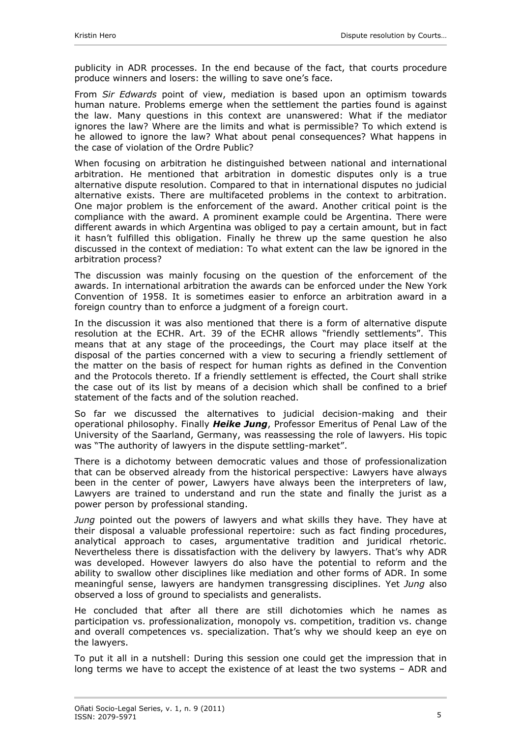publicity in ADR processes. In the end because of the fact, that courts procedure produce winners and losers: the willing to save one's face.

From *Sir Edwards* point of view, mediation is based upon an optimism towards human nature. Problems emerge when the settlement the parties found is against the law. Many questions in this context are unanswered: What if the mediator ignores the law? Where are the limits and what is permissible? To which extend is he allowed to ignore the law? What about penal consequences? What happens in the case of violation of the Ordre Public?

When focusing on arbitration he distinguished between national and international arbitration. He mentioned that arbitration in domestic disputes only is a true alternative dispute resolution. Compared to that in international disputes no judicial alternative exists. There are multifaceted problems in the context to arbitration. One major problem is the enforcement of the award. Another critical point is the compliance with the award. A prominent example could be Argentina. There were different awards in which Argentina was obliged to pay a certain amount, but in fact it hasn't fulfilled this obligation. Finally he threw up the same question he also discussed in the context of mediation: To what extent can the law be ignored in the arbitration process?

The discussion was mainly focusing on the question of the enforcement of the awards. In international arbitration the awards can be enforced under the New York Convention of 1958. It is sometimes easier to enforce an arbitration award in a foreign country than to enforce a judgment of a foreign court.

In the discussion it was also mentioned that there is a form of alternative dispute resolution at the ECHR. Art. 39 of the ECHR allows "friendly settlements". This means that at any stage of the proceedings, the Court may place itself at the disposal of the parties concerned with a view to securing a friendly settlement of the matter on the basis of respect for human rights as defined in the Convention and the Protocols thereto. If a friendly settlement is effected, the Court shall strike the case out of its list by means of a decision which shall be confined to a brief statement of the facts and of the solution reached.

So far we discussed the alternatives to judicial decision-making and their operational philosophy. Finally ***Heike Jung***, Professor Emeritus of Penal Law of the University of the Saarland, Germany, was reassessing the role of lawyers. His topic was "The authority of lawyers in the dispute settling-market".

There is a dichotomy between democratic values and those of professionalization that can be observed already from the historical perspective: Lawyers have always been in the center of power, Lawyers have always been the interpreters of law, Lawyers are trained to understand and run the state and finally the jurist as a power person by professional standing.

*Jung* pointed out the powers of lawyers and what skills they have. They have at their disposal a valuable professional repertoire: such as fact finding procedures, analytical approach to cases, argumentative tradition and juridical rhetoric. Nevertheless there is dissatisfaction with the delivery by lawyers. That's why ADR was developed. However lawyers do also have the potential to reform and the ability to swallow other disciplines like mediation and other forms of ADR. In some meaningful sense, lawyers are handymen transgressing disciplines. Yet *Jung* also observed a loss of ground to specialists and generalists.

He concluded that after all there are still dichotomies which he names as participation vs. professionalization, monopoly vs. competition, tradition vs. change and overall competences vs. specialization. That's why we should keep an eye on the lawyers.

To put it all in a nutshell: During this session one could get the impression that in long terms we have to accept the existence of at least the two systems – ADR and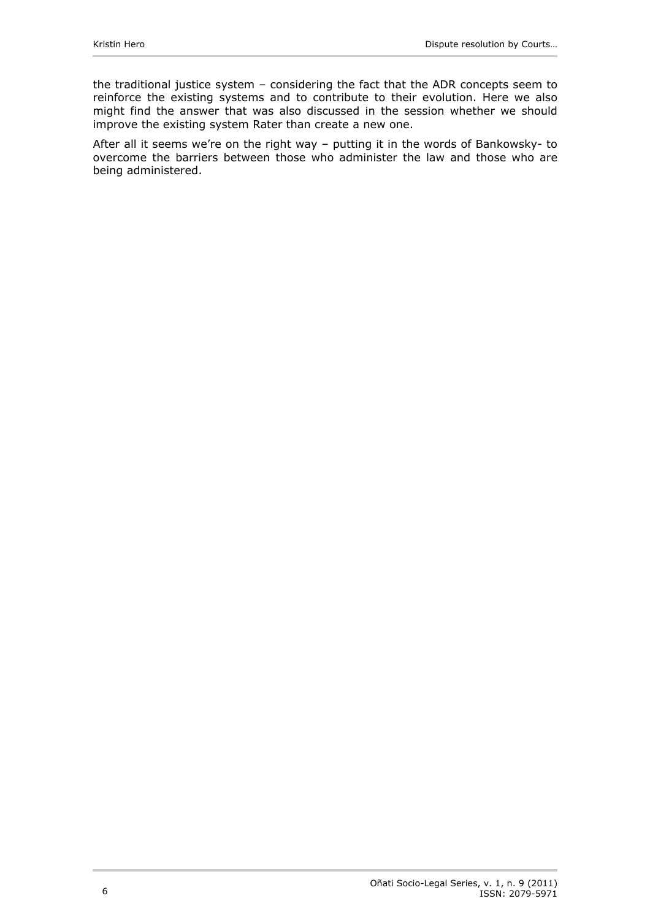the traditional justice system – considering the fact that the ADR concepts seem to reinforce the existing systems and to contribute to their evolution. Here we also might find the answer that was also discussed in the session whether we should improve the existing system Rater than create a new one.

After all it seems we're on the right way – putting it in the words of Bankowsky- to overcome the barriers between those who administer the law and those who are being administered.